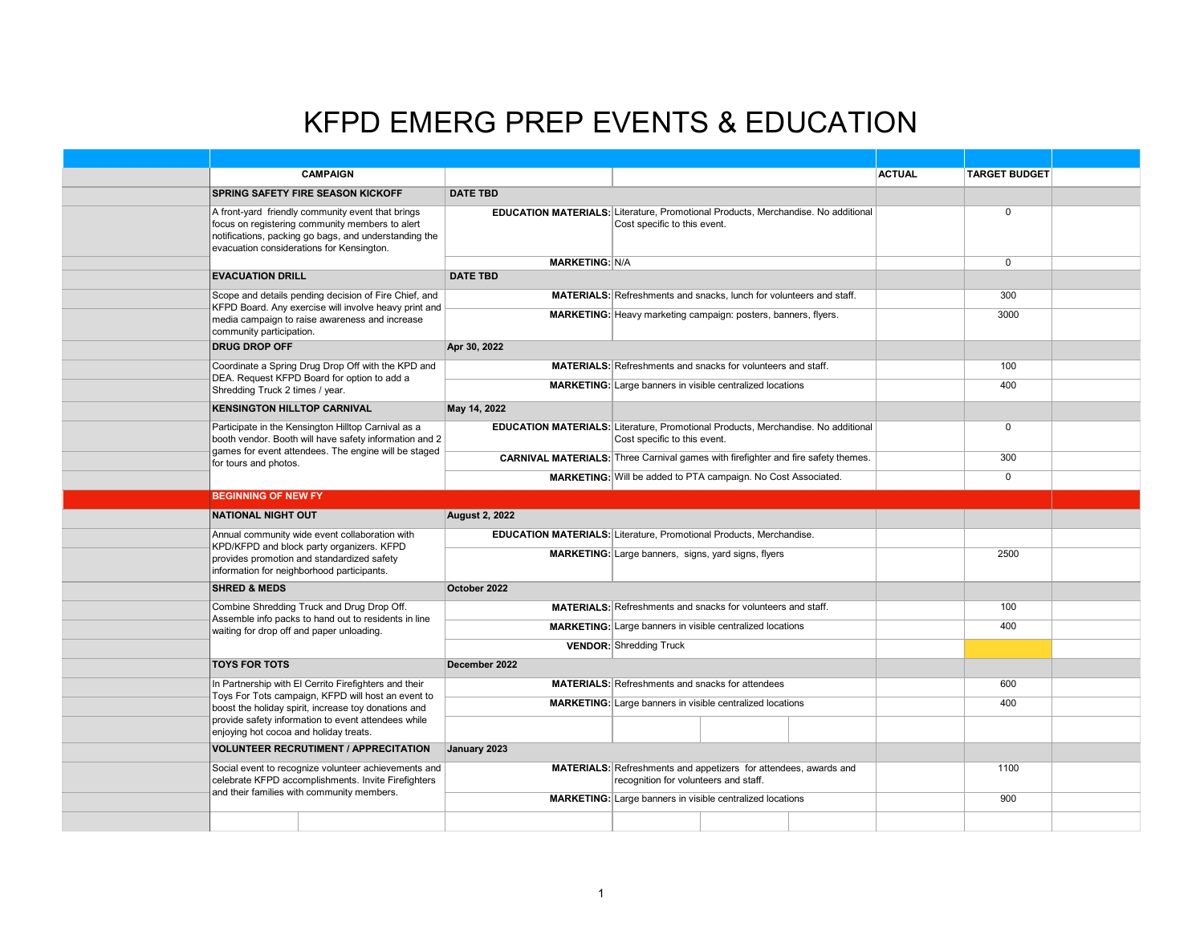# KFPD EMERG PREP EVENTS & EDUCATION

| CAMPAIGN | | | ACTUAL | TARGET BUDGET |
|---|---|---|---|---|
| **SPRING SAFETY FIRE SEASON KICKOFF** | **DATE TBD** | | | |
| A front-yard friendly community event that brings focus on registering community members to alert notifications, packing go bags, and understanding the evacuation considerations for Kensington. | **EDUCATION MATERIALS:** | Literature, Promotional Products, Merchandise. No additional Cost specific to this event. | | 0 |
| | **MARKETING:** | N/A | | 0 |
| **EVACUATION DRILL** | **DATE TBD** | | | |
| Scope and details pending decision of Fire Chief, and KFPD Board. Any exercise will involve heavy print and media campaign to raise awareness and increase community participation. | **MATERIALS:** | Refreshments and snacks, lunch for volunteers and staff. | | 300 |
| | **MARKETING:** | Heavy marketing campaign: posters, banners, flyers. | | 3000 |
| **DRUG DROP OFF** | **Apr 30, 2022** | | | |
| Coordinate a Spring Drug Drop Off with the KPD and DEA. Request KFPD Board for option to add a Shredding Truck 2 times / year. | **MATERIALS:** | Refreshments and snacks for volunteers and staff. | | 100 |
| | **MARKETING:** | Large banners in visible centralized locations | | 400 |
| **KENSINGTON HILLTOP CARNIVAL** | **May 14, 2022** | | | |
| Participate in the Kensington Hilltop Carnival as a booth vendor. Booth will have safety information and 2 games for event attendees. The engine will be staged for tours and photos. | **EDUCATION MATERIALS:** | Literature, Promotional Products, Merchandise. No additional Cost specific to this event. | | 0 |
| | **CARNIVAL MATERIALS:** | Three Carnival games with firefighter and fire safety themes. | | 300 |
| | **MARKETING:** | Will be added to PTA campaign. No Cost Associated. | | 0 |
| **BEGINNING OF NEW FY** | | | | |
| **NATIONAL NIGHT OUT** | **August 2, 2022** | | | |
| Annual community wide event collaboration with KPD/KFPD and block party organizers. KFPD provides promotion and standardized safety information for neighborhood participants. | **EDUCATION MATERIALS:** | Literature, Promotional Products, Merchandise. | | |
| | **MARKETING:** | Large banners, signs, yard signs, flyers | | 2500 |
| **SHRED & MEDS** | **October 2022** | | | |
| Combine Shredding Truck and Drug Drop Off. Assemble info packs to hand out to residents in line waiting for drop off and paper unloading. | **MATERIALS:** | Refreshments and snacks for volunteers and staff. | | 100 |
| | **MARKETING:** | Large banners in visible centralized locations | | 400 |
| | **VENDOR:** | Shredding Truck | | |
| **TOYS FOR TOTS** | **December 2022** | | | |
| In Partnership with El Cerrito Firefighters and their Toys For Tots campaign, KFPD will host an event to boost the holiday spirit, increase toy donations and provide safety information to event attendees while enjoying hot cocoa and holiday treats. | **MATERIALS:** | Refreshments and snacks for attendees | | 600 |
| | **MARKETING:** | Large banners in visible centralized locations | | 400 |
| **VOLUNTEER RECRUTIMENT / APPRECITATION** | **January 2023** | | | |
| Social event to recognize volunteer achievements and celebrate KFPD accomplishments. Invite Firefighters and their families with community members. | **MATERIALS:** | Refreshments and appetizers for attendees, awards and recognition for volunteers and staff. | | 1100 |
| | **MARKETING:** | Large banners in visible centralized locations | | 900 |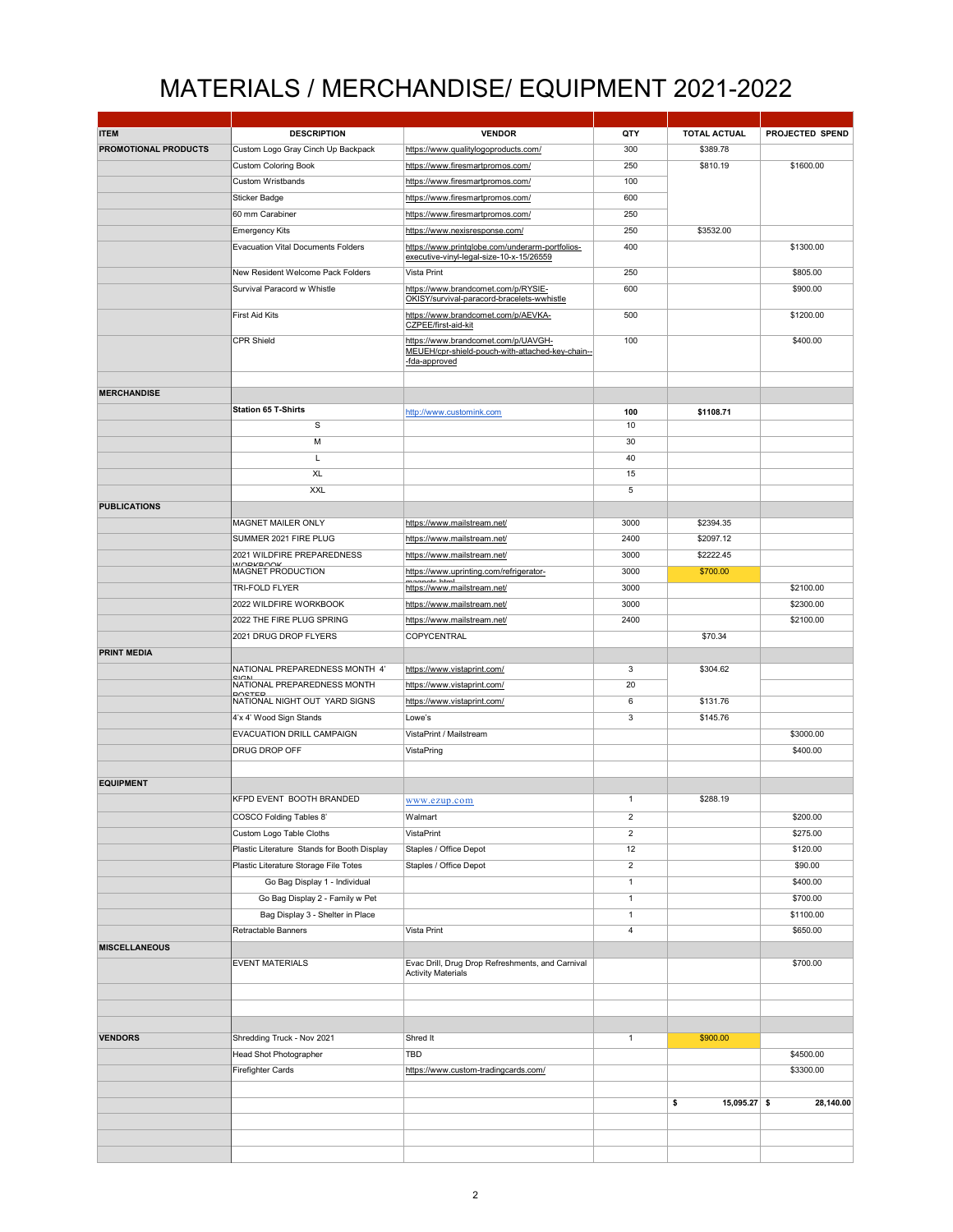# MATERIALS / MERCHANDISE/ EQUIPMENT 2021-2022

| ITEM | DESCRIPTION | VENDOR | QTY | TOTAL ACTUAL | PROJECTED SPEND |
|---|---|---|---|---|---|
| PROMOTIONAL PRODUCTS | Custom Logo Gray Cinch Up Backpack | https://www.qualitylogoproducts.com/ | 300 | $389.78 | |
| | Custom Coloring Book | https://www.firesmartpromos.com/ | 250 | $810.19 | $1600.00 |
| | Custom Wristbands | https://www.firesmartpromos.com/ | 100 | | |
| | Sticker Badge | https://www.firesmartpromos.com/ | 600 | | |
| | 60 mm Carabiner | https://www.firesmartpromos.com/ | 250 | | |
| | Emergency Kits | https://www.nexisresponse.com/ | 250 | $3532.00 | |
| | Evacuation Vital Documents Folders | https://www.printglobe.com/underarm-portfolios-executive-vinyl-legal-size-10-x-15/26559 | 400 | | $1300.00 |
| | New Resident Welcome Pack Folders | Vista Print | 250 | | $805.00 |
| | Survival Paracord w Whistle | https://www.brandcomet.com/p/RYSIE-OKISY/survival-paracord-bracelets-wwhistle | 600 | | $900.00 |
| | First Aid Kits | https://www.brandcomet.com/p/AEVKA-CZPEE/first-aid-kit | 500 | | $1200.00 |
| | CPR Shield | https://www.brandcomet.com/p/UAVGH-MEUEH/cpr-shield-pouch-with-attached-key-chain--fda-approved | 100 | | $400.00 |
| | | | | | |
| MERCHANDISE | | | | | |
| | **Station 65 T-Shirts** | http://www.customink.com | **100** | **$1108.71** | |
| | S | | 10 | | |
| | M | | 30 | | |
| | L | | 40 | | |
| | XL | | 15 | | |
| | XXL | | 5 | | |
| PUBLICATIONS | | | | | |
| | MAGNET MAILER ONLY | https://www.mailstream.net/ | 3000 | $2394.35 | |
| | SUMMER 2021 FIRE PLUG | https://www.mailstream.net/ | 2400 | $2097.12 | |
| | 2021 WILDFIRE PREPAREDNESS WORKBOOK | https://www.mailstream.net/ | 3000 | $2222.45 | |
| | MAGNET PRODUCTION | https://www.uprinting.com/refrigerator-magnets.html | 3000 | $700.00 | |
| | TRI-FOLD FLYER | https://www.mailstream.net/ | 3000 | | $2100.00 |
| | 2022 WILDFIRE WORKBOOK | https://www.mailstream.net/ | 3000 | | $2300.00 |
| | 2022 THE FIRE PLUG SPRING | https://www.mailstream.net/ | 2400 | | $2100.00 |
| | 2021 DRUG DROP FLYERS | COPYCENTRAL | | $70.34 | |
| PRINT MEDIA | | | | | |
| | NATIONAL PREPAREDNESS MONTH 4' SIGN | https://www.vistaprint.com/ | 3 | $304.62 | |
| | NATIONAL PREPAREDNESS MONTH POSTER | https://www.vistaprint.com/ | 20 | | |
| | NATIONAL NIGHT OUT YARD SIGNS | https://www.vistaprint.com/ | 6 | $131.76 | |
| | 4'x 4' Wood Sign Stands | Lowe's | 3 | $145.76 | |
| | EVACUATION DRILL CAMPAIGN | VistaPrint / Mailstream | | | $3000.00 |
| | DRUG DROP OFF | VistaPring | | | $400.00 |
| | | | | | |
| EQUIPMENT | | | | | |
| | KFPD EVENT BOOTH BRANDED | www.ezup.com | 1 | $288.19 | |
| | COSCO Folding Tables 8' | Walmart | 2 | | $200.00 |
| | Custom Logo Table Cloths | VistaPrint | 2 | | $275.00 |
| | Plastic Literature Stands for Booth Display | Staples / Office Depot | 12 | | $120.00 |
| | Plastic Literature Storage File Totes | Staples / Office Depot | 2 | | $90.00 |
| | Go Bag Display 1 - Individual | | 1 | | $400.00 |
| | Go Bag Display 2 - Family w Pet | | 1 | | $700.00 |
| | Bag Display 3 - Shelter in Place | | 1 | | $1100.00 |
| | Retractable Banners | Vista Print | 4 | | $650.00 |
| MISCELLANEOUS | | | | | |
| | EVENT MATERIALS | Evac Drill, Drug Drop Refreshments, and Carnival Activity Materials | | | $700.00 |
| | | | | | |
| | | | | | |
| | | | | | |
| VENDORS | Shredding Truck - Nov 2021 | Shred It | 1 | $900.00 | |
| | Head Shot Photographer | TBD | | | $4500.00 |
| | Firefighter Cards | https://www.custom-tradingcards.com/ | | | $3300.00 |
| | | | | | |
| | | | | **$ 15,095.27** | **$ 28,140.00** |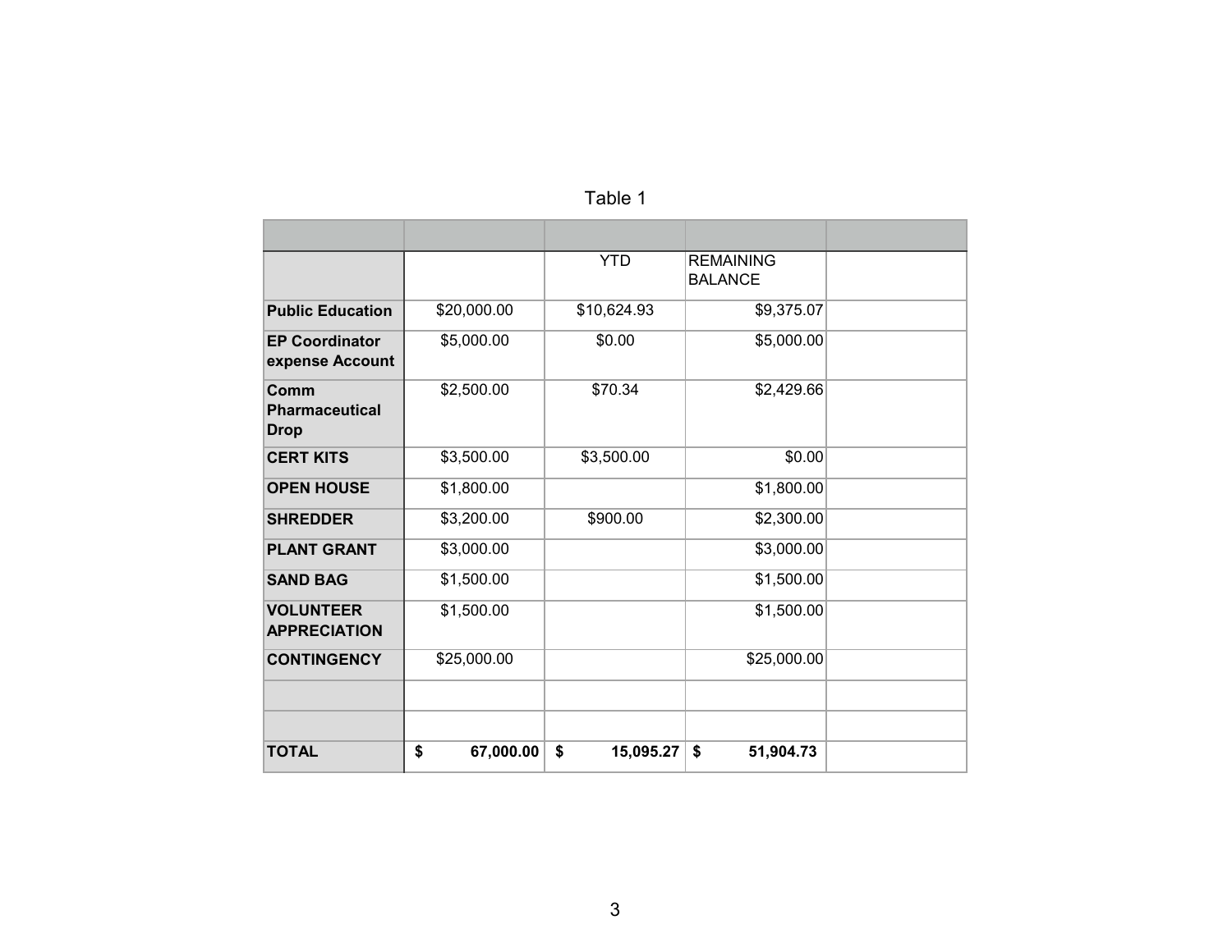Table 1

| | | | | |
|---|---|---|---|---|
| | | YTD | REMAINING BALANCE | |
| **Public Education** | $20,000.00 | $10,624.93 | $9,375.07 | |
| **EP Coordinator expense Account** | $5,000.00 | $0.00 | $5,000.00 | |
| **Comm Pharmaceutical Drop** | $2,500.00 | $70.34 | $2,429.66 | |
| **CERT KITS** | $3,500.00 | $3,500.00 | $0.00 | |
| **OPEN HOUSE** | $1,800.00 | | $1,800.00 | |
| **SHREDDER** | $3,200.00 | $900.00 | $2,300.00 | |
| **PLANT GRANT** | $3,000.00 | | $3,000.00 | |
| **SAND BAG** | $1,500.00 | | $1,500.00 | |
| **VOLUNTEER APPRECIATION** | $1,500.00 | | $1,500.00 | |
| **CONTINGENCY** | $25,000.00 | | $25,000.00 | |
| | | | | |
| | | | | |
| **TOTAL** | **$ 67,000.00** | **$ 15,095.27** | **$ 51,904.73** | |